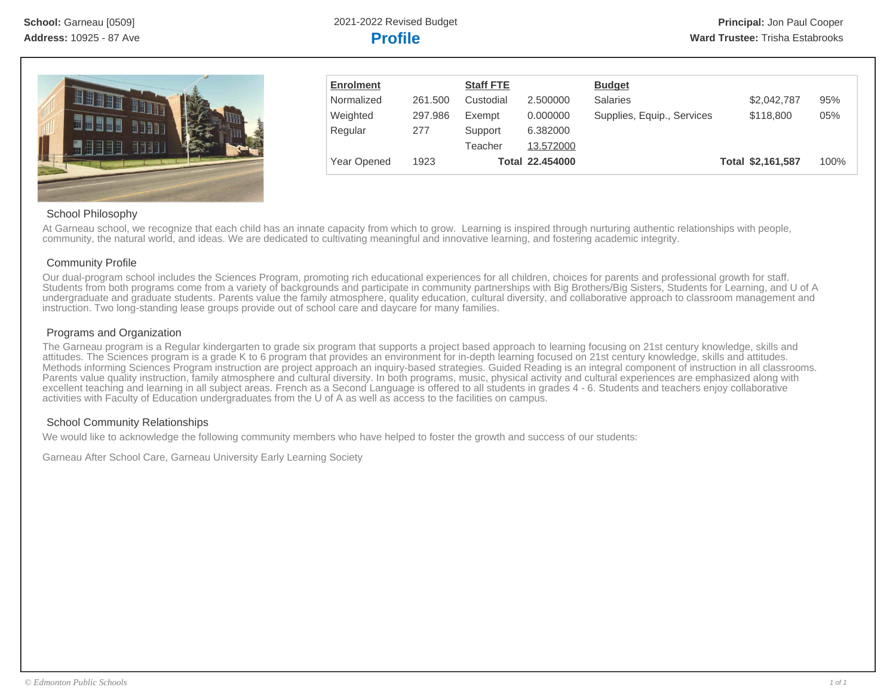**School:** Garneau [0509]
**Address:** 10925 - 87 Ave

2021-2022 Revised Budget

# Profile

**Principal:** Jon Paul Cooper
**Ward Trustee:** Trisha Estabrooks

| Enrolment | | Staff FTE | | Budget | | |
|---|---|---|---|---|---|---|
| Normalized | 261.500 | Custodial | 2.500000 | Salaries | $2,042,787 | 95% |
| Weighted | 297.986 | Exempt | 0.000000 | Supplies, Equip., Services | $118,800 | 05% |
| Regular | 277 | Support | 6.382000 | | | |
| | | Teacher | 13.572000 | | | |
| Year Opened | 1923 | **Total** | **22.454000** | **Total** | **$2,161,587** | 100% |

## School Philosophy

At Garneau school, we recognize that each child has an innate capacity from which to grow. Learning is inspired through nurturing authentic relationships with people, community, the natural world, and ideas. We are dedicated to cultivating meaningful and innovative learning, and fostering academic integrity.

## Community Profile

Our dual-program school includes the Sciences Program, promoting rich educational experiences for all children, choices for parents and professional growth for staff. Students from both programs come from a variety of backgrounds and participate in community partnerships with Big Brothers/Big Sisters, Students for Learning, and U of A undergraduate and graduate students. Parents value the family atmosphere, quality education, cultural diversity, and collaborative approach to classroom management and instruction. Two long-standing lease groups provide out of school care and daycare for many families.

## Programs and Organization

The Garneau program is a Regular kindergarten to grade six program that supports a project based approach to learning focusing on 21st century knowledge, skills and attitudes. The Sciences program is a grade K to 6 program that provides an environment for in-depth learning focused on 21st century knowledge, skills and attitudes. Methods informing Sciences Program instruction are project approach an inquiry-based strategies. Guided Reading is an integral component of instruction in all classrooms. Parents value quality instruction, family atmosphere and cultural diversity. In both programs, music, physical activity and cultural experiences are emphasized along with excellent teaching and learning in all subject areas. French as a Second Language is offered to all students in grades 4 - 6. Students and teachers enjoy collaborative activities with Faculty of Education undergraduates from the U of A as well as access to the facilities on campus.

## School Community Relationships

We would like to acknowledge the following community members who have helped to foster the growth and success of our students:

Garneau After School Care, Garneau University Early Learning Society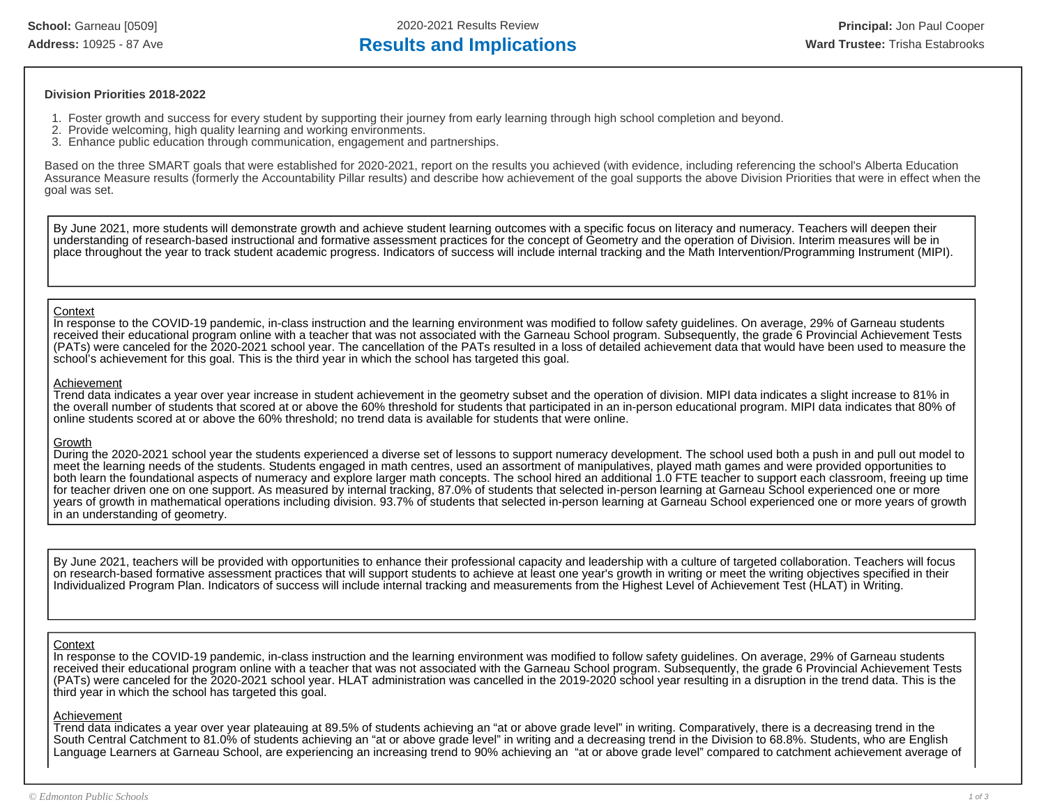School: Garneau [0509]
Address: 10925 - 87 Ave

2020-2021 Results Review

# Results and Implications

Principal: Jon Paul Cooper
Ward Trustee: Trisha Estabrooks

**Division Priorities 2018-2022**

1. Foster growth and success for every student by supporting their journey from early learning through high school completion and beyond.
2. Provide welcoming, high quality learning and working environments.
3. Enhance public education through communication, engagement and partnerships.

Based on the three SMART goals that were established for 2020-2021, report on the results you achieved (with evidence, including referencing the school's Alberta Education Assurance Measure results (formerly the Accountability Pillar results) and describe how achievement of the goal supports the above Division Priorities that were in effect when the goal was set.

By June 2021, more students will demonstrate growth and achieve student learning outcomes with a specific focus on literacy and numeracy. Teachers will deepen their understanding of research-based instructional and formative assessment practices for the concept of Geometry and the operation of Division. Interim measures will be in place throughout the year to track student academic progress. Indicators of success will include internal tracking and the Math Intervention/Programming Instrument (MIPI).

Context
In response to the COVID-19 pandemic, in-class instruction and the learning environment was modified to follow safety guidelines. On average, 29% of Garneau students received their educational program online with a teacher that was not associated with the Garneau School program. Subsequently, the grade 6 Provincial Achievement Tests (PATs) were canceled for the 2020-2021 school year. The cancellation of the PATs resulted in a loss of detailed achievement data that would have been used to measure the school's achievement for this goal. This is the third year in which the school has targeted this goal.

Achievement
Trend data indicates a year over year increase in student achievement in the geometry subset and the operation of division. MIPI data indicates a slight increase to 81% in the overall number of students that scored at or above the 60% threshold for students that participated in an in-person educational program. MIPI data indicates that 80% of online students scored at or above the 60% threshold; no trend data is available for students that were online.

Growth
During the 2020-2021 school year the students experienced a diverse set of lessons to support numeracy development. The school used both a push in and pull out model to meet the learning needs of the students. Students engaged in math centres, used an assortment of manipulatives, played math games and were provided opportunities to both learn the foundational aspects of numeracy and explore larger math concepts. The school hired an additional 1.0 FTE teacher to support each classroom, freeing up time for teacher driven one on one support. As measured by internal tracking, 87.0% of students that selected in-person learning at Garneau School experienced one or more years of growth in mathematical operations including division. 93.7% of students that selected in-person learning at Garneau School experienced one or more years of growth in an understanding of geometry.

By June 2021, teachers will be provided with opportunities to enhance their professional capacity and leadership with a culture of targeted collaboration. Teachers will focus on research-based formative assessment practices that will support students to achieve at least one year's growth in writing or meet the writing objectives specified in their Individualized Program Plan. Indicators of success will include internal tracking and measurements from the Highest Level of Achievement Test (HLAT) in Writing.

Context
In response to the COVID-19 pandemic, in-class instruction and the learning environment was modified to follow safety guidelines. On average, 29% of Garneau students received their educational program online with a teacher that was not associated with the Garneau School program. Subsequently, the grade 6 Provincial Achievement Tests (PATs) were canceled for the 2020-2021 school year. HLAT administration was cancelled in the 2019-2020 school year resulting in a disruption in the trend data. This is the third year in which the school has targeted this goal.

Achievement
Trend data indicates a year over year plateauing at 89.5% of students achieving an "at or above grade level" in writing. Comparatively, there is a decreasing trend in the South Central Catchment to 81.0% of students achieving an "at or above grade level" in writing and a decreasing trend in the Division to 68.8%. Students, who are English Language Learners at Garneau School, are experiencing an increasing trend to 90% achieving an "at or above grade level" compared to catchment achievement average of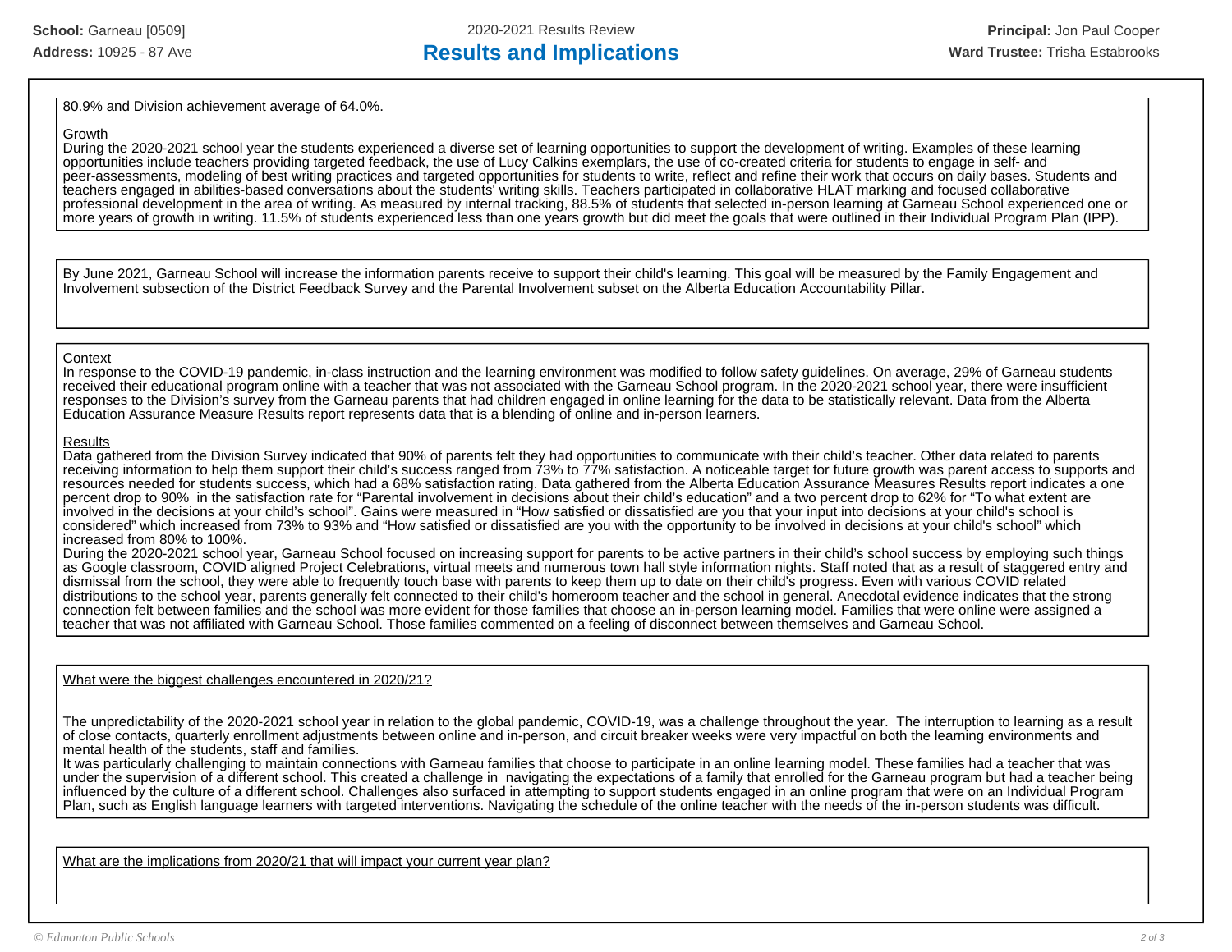80.9% and Division achievement average of 64.0%.

Growth
During the 2020-2021 school year the students experienced a diverse set of learning opportunities to support the development of writing. Examples of these learning opportunities include teachers providing targeted feedback, the use of Lucy Calkins exemplars, the use of co-created criteria for students to engage in self- and peer-assessments, modeling of best writing practices and targeted opportunities for students to write, reflect and refine their work that occurs on daily bases. Students and teachers engaged in abilities-based conversations about the students' writing skills. Teachers participated in collaborative HLAT marking and focused collaborative professional development in the area of writing. As measured by internal tracking, 88.5% of students that selected in-person learning at Garneau School experienced one or more years of growth in writing. 11.5% of students experienced less than one years growth but did meet the goals that were outlined in their Individual Program Plan (IPP).

By June 2021, Garneau School will increase the information parents receive to support their child's learning. This goal will be measured by the Family Engagement and Involvement subsection of the District Feedback Survey and the Parental Involvement subset on the Alberta Education Accountability Pillar.

Context
In response to the COVID-19 pandemic, in-class instruction and the learning environment was modified to follow safety guidelines. On average, 29% of Garneau students received their educational program online with a teacher that was not associated with the Garneau School program. In the 2020-2021 school year, there were insufficient responses to the Division's survey from the Garneau parents that had children engaged in online learning for the data to be statistically relevant. Data from the Alberta Education Assurance Measure Results report represents data that is a blending of online and in-person learners.

Results
Data gathered from the Division Survey indicated that 90% of parents felt they had opportunities to communicate with their child's teacher. Other data related to parents receiving information to help them support their child's success ranged from 73% to 77% satisfaction. A noticeable target for future growth was parent access to supports and resources needed for students success, which had a 68% satisfaction rating. Data gathered from the Alberta Education Assurance Measures Results report indicates a one percent drop to 90% in the satisfaction rate for "Parental involvement in decisions about their child's education" and a two percent drop to 62% for "To what extent are involved in the decisions at your child's school". Gains were measured in "How satisfied or dissatisfied are you that your input into decisions at your child's school is considered" which increased from 73% to 93% and "How satisfied or dissatisfied are you with the opportunity to be involved in decisions at your child's school" which increased from 80% to 100%.
During the 2020-2021 school year, Garneau School focused on increasing support for parents to be active partners in their child's school success by employing such things as Google classroom, COVID aligned Project Celebrations, virtual meets and numerous town hall style information nights. Staff noted that as a result of staggered entry and dismissal from the school, they were able to frequently touch base with parents to keep them up to date on their child's progress. Even with various COVID related distributions to the school year, parents generally felt connected to their child's homeroom teacher and the school in general. Anecdotal evidence indicates that the strong connection felt between families and the school was more evident for those families that choose an in-person learning model. Families that were online were assigned a teacher that was not affiliated with Garneau School. Those families commented on a feeling of disconnect between themselves and Garneau School.

What were the biggest challenges encountered in 2020/21?

The unpredictability of the 2020-2021 school year in relation to the global pandemic, COVID-19, was a challenge throughout the year. The interruption to learning as a result of close contacts, quarterly enrollment adjustments between online and in-person, and circuit breaker weeks were very impactful on both the learning environments and mental health of the students, staff and families.
It was particularly challenging to maintain connections with Garneau families that choose to participate in an online learning model. These families had a teacher that was under the supervision of a different school. This created a challenge in navigating the expectations of a family that enrolled for the Garneau program but had a teacher being influenced by the culture of a different school. Challenges also surfaced in attempting to support students engaged in an online program that were on an Individual Program Plan, such as English language learners with targeted interventions. Navigating the schedule of the online teacher with the needs of the in-person students was difficult.

What are the implications from 2020/21 that will impact your current year plan?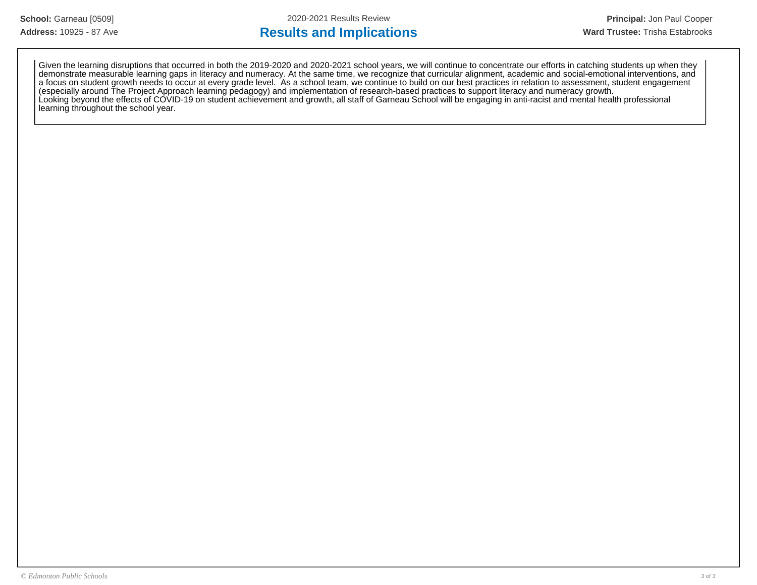# Results and Implications

Given the learning disruptions that occurred in both the 2019-2020 and 2020-2021 school years, we will continue to concentrate our efforts in catching students up when they demonstrate measurable learning gaps in literacy and numeracy. At the same time, we recognize that curricular alignment, academic and social-emotional interventions, and a focus on student growth needs to occur at every grade level. As a school team, we continue to build on our best practices in relation to assessment, student engagement (especially around The Project Approach learning pedagogy) and implementation of research-based practices to support literacy and numeracy growth.

Looking beyond the effects of COVID-19 on student achievement and growth, all staff of Garneau School will be engaging in anti-racist and mental health professional learning throughout the school year.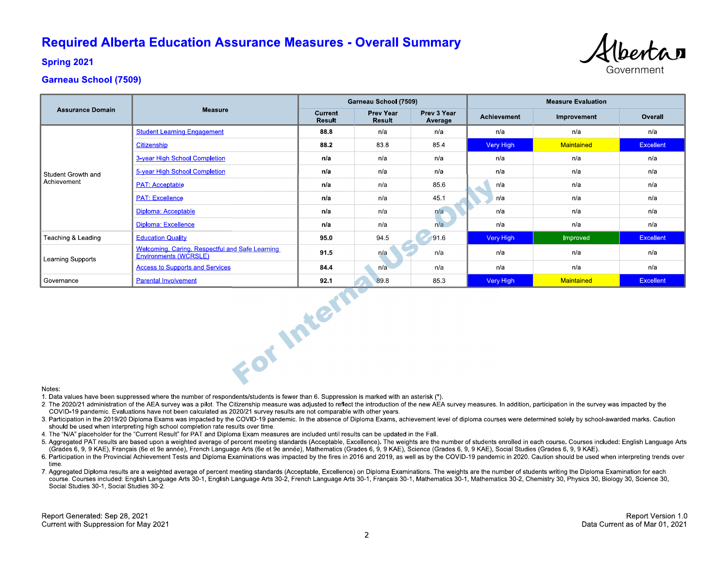# Required Alberta Education Assurance Measures - Overall Summary

## Spring 2021

## Garneau School (7509)

| Assurance Domain | Measure | Garneau School (7509) | | | Measure Evaluation | | |
|---|---|---|---|---|---|---|---|
| | | Current Result | Prev Year Result | Prev 3 Year Average | Achievement | Improvement | Overall |
| Student Growth and Achievement | Student Learning Engagement | **88.8** | n/a | n/a | n/a | n/a | n/a |
| | Citizenship | **88.2** | 83.8 | 85.4 | Very High | Maintained | Excellent |
| | 3-year High School Completion | **n/a** | n/a | n/a | n/a | n/a | n/a |
| | 5-year High School Completion | **n/a** | n/a | n/a | n/a | n/a | n/a |
| | PAT: Acceptable | **n/a** | n/a | 85.6 | n/a | n/a | n/a |
| | PAT: Excellence | **n/a** | n/a | 45.1 | n/a | n/a | n/a |
| | Diploma: Acceptable | **n/a** | n/a | n/a | n/a | n/a | n/a |
| | Diploma: Excellence | **n/a** | n/a | n/a | n/a | n/a | n/a |
| Teaching & Leading | Education Quality | **95.0** | 94.5 | 91.6 | Very High | Improved | Excellent |
| Learning Supports | Welcoming, Caring, Respectful and Safe Learning Environments (WCRSLE) | **91.5** | n/a | n/a | n/a | n/a | n/a |
| | Access to Supports and Services | **84.4** | n/a | n/a | n/a | n/a | n/a |
| Governance | Parental Involvement | **92.1** | 89.8 | 85.3 | Very High | Maintained | Excellent |

For Internal Use Only

Notes:

1. Data values have been suppressed where the number of respondents/students is fewer than 6. Suppression is marked with an asterisk (*).
2. The 2020/21 administration of the AEA survey was a pilot. The Citizenship measure was adjusted to reflect the introduction of the new AEA survey measures. In addition, participation in the survey was impacted by the COVID-19 pandemic. Evaluations have not been calculated as 2020/21 survey results are not comparable with other years.
3. Participation in the 2019/20 Diploma Exams was impacted by the COVID-19 pandemic. In the absence of Diploma Exams, achievement level of diploma courses were determined solely by school-awarded marks. Caution should be used when interpreting high school completion rate results over time.
4. The "N/A" placeholder for the "Current Result" for PAT and Diploma Exam measures are included until results can be updated in the Fall.
5. Aggregated PAT results are based upon a weighted average of percent meeting standards (Acceptable, Excellence). The weights are the number of students enrolled in each course. Courses included: English Language Arts (Grades 6, 9, 9 KAE), Français (6e et 9e année), French Language Arts (6e et 9e année), Mathematics (Grades 6, 9, 9 KAE), Science (Grades 6, 9, 9 KAE), Social Studies (Grades 6, 9, 9 KAE).
6. Participation in the Provincial Achievement Tests and Diploma Examinations was impacted by the fires in 2016 and 2019, as well as by the COVID-19 pandemic in 2020. Caution should be used when interpreting trends over time.
7. Aggregated Diploma results are a weighted average of percent meeting standards (Acceptable, Excellence) on Diploma Examinations. The weights are the number of students writing the Diploma Examination for each course. Courses included: English Language Arts 30-1, English Language Arts 30-2, French Language Arts 30-1, Français 30-1, Mathematics 30-1, Mathematics 30-2, Chemistry 30, Physics 30, Biology 30, Science 30, Social Studies 30-1, Social Studies 30-2.

Report Generated: Sep 28, 2021
Current with Suppression for May 2021

Report Version 1.0
Data Current as of Mar 01, 2021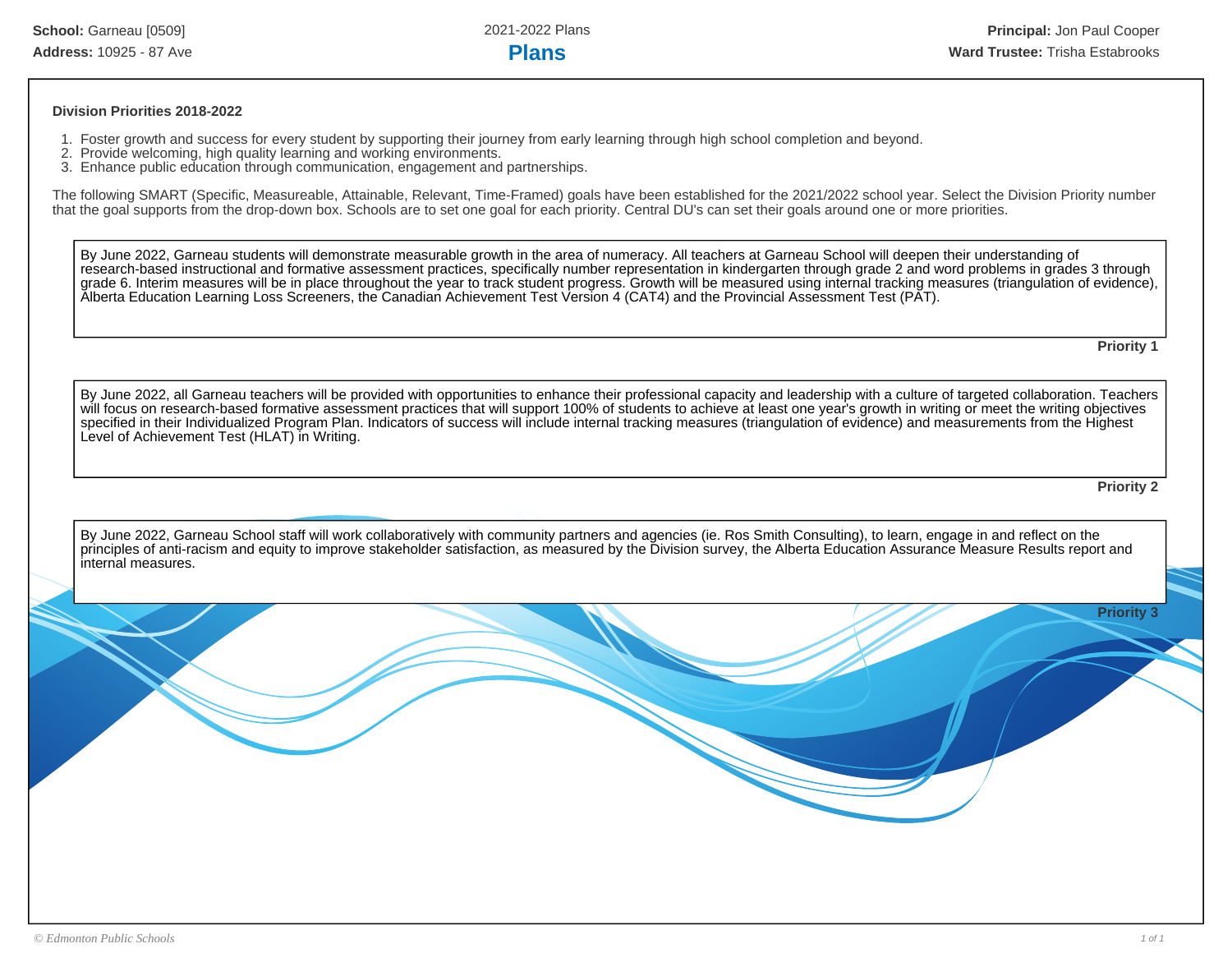School: Garneau [0509]
Address: 10925 - 87 Ave

2021-2022 Plans

# Plans

Principal: Jon Paul Cooper
Ward Trustee: Trisha Estabrooks

**Division Priorities 2018-2022**

1. Foster growth and success for every student by supporting their journey from early learning through high school completion and beyond.
2. Provide welcoming, high quality learning and working environments.
3. Enhance public education through communication, engagement and partnerships.

The following SMART (Specific, Measureable, Attainable, Relevant, Time-Framed) goals have been established for the 2021/2022 school year. Select the Division Priority number that the goal supports from the drop-down box. Schools are to set one goal for each priority. Central DU's can set their goals around one or more priorities.

By June 2022, Garneau students will demonstrate measurable growth in the area of numeracy. All teachers at Garneau School will deepen their understanding of research-based instructional and formative assessment practices, specifically number representation in kindergarten through grade 2 and word problems in grades 3 through grade 6. Interim measures will be in place throughout the year to track student progress. Growth will be measured using internal tracking measures (triangulation of evidence), Alberta Education Learning Loss Screeners, the Canadian Achievement Test Version 4 (CAT4) and the Provincial Assessment Test (PAT).

**Priority 1**

By June 2022, all Garneau teachers will be provided with opportunities to enhance their professional capacity and leadership with a culture of targeted collaboration. Teachers will focus on research-based formative assessment practices that will support 100% of students to achieve at least one year's growth in writing or meet the writing objectives specified in their Individualized Program Plan. Indicators of success will include internal tracking measures (triangulation of evidence) and measurements from the Highest Level of Achievement Test (HLAT) in Writing.

**Priority 2**

By June 2022, Garneau School staff will work collaboratively with community partners and agencies (ie. Ros Smith Consulting), to learn, engage in and reflect on the principles of anti-racism and equity to improve stakeholder satisfaction, as measured by the Division survey, the Alberta Education Assurance Measure Results report and internal measures.

**Priority 3**

© Edmonton Public Schools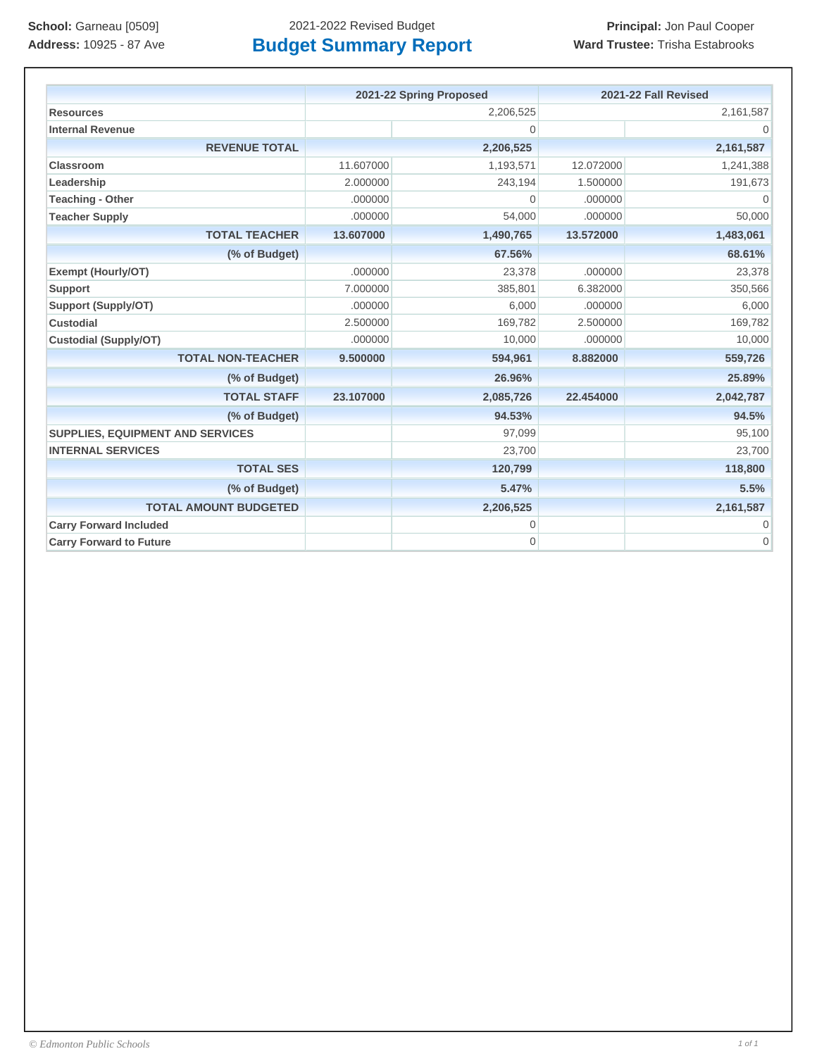**School:** Garneau [0509]
**Address:** 10925 - 87 Ave

2021-2022 Revised Budget

# Budget Summary Report

**Principal:** Jon Paul Cooper
**Ward Trustee:** Trisha Estabrooks

| | 2021-22 Spring Proposed | | 2021-22 Fall Revised | |
|---|---|---|---|---|
| **Resources** | | 2,206,525 | | 2,161,587 |
| **Internal Revenue** | | 0 | | 0 |
| **REVENUE TOTAL** | | **2,206,525** | | **2,161,587** |
| **Classroom** | 11.607000 | 1,193,571 | 12.072000 | 1,241,388 |
| **Leadership** | 2.000000 | 243,194 | 1.500000 | 191,673 |
| **Teaching - Other** | .000000 | 0 | .000000 | 0 |
| **Teacher Supply** | .000000 | 54,000 | .000000 | 50,000 |
| **TOTAL TEACHER** | **13.607000** | **1,490,765** | **13.572000** | **1,483,061** |
| **(% of Budget)** | | **67.56%** | | **68.61%** |
| **Exempt (Hourly/OT)** | .000000 | 23,378 | .000000 | 23,378 |
| **Support** | 7.000000 | 385,801 | 6.382000 | 350,566 |
| **Support (Supply/OT)** | .000000 | 6,000 | .000000 | 6,000 |
| **Custodial** | 2.500000 | 169,782 | 2.500000 | 169,782 |
| **Custodial (Supply/OT)** | .000000 | 10,000 | .000000 | 10,000 |
| **TOTAL NON-TEACHER** | **9.500000** | **594,961** | **8.882000** | **559,726** |
| **(% of Budget)** | | **26.96%** | | **25.89%** |
| **TOTAL STAFF** | **23.107000** | **2,085,726** | **22.454000** | **2,042,787** |
| **(% of Budget)** | | **94.53%** | | **94.5%** |
| **SUPPLIES, EQUIPMENT AND SERVICES** | | 97,099 | | 95,100 |
| **INTERNAL SERVICES** | | 23,700 | | 23,700 |
| **TOTAL SES** | | **120,799** | | **118,800** |
| **(% of Budget)** | | **5.47%** | | **5.5%** |
| **TOTAL AMOUNT BUDGETED** | | **2,206,525** | | **2,161,587** |
| **Carry Forward Included** | | 0 | | 0 |
| **Carry Forward to Future** | | 0 | | 0 |

© Edmonton Public Schools